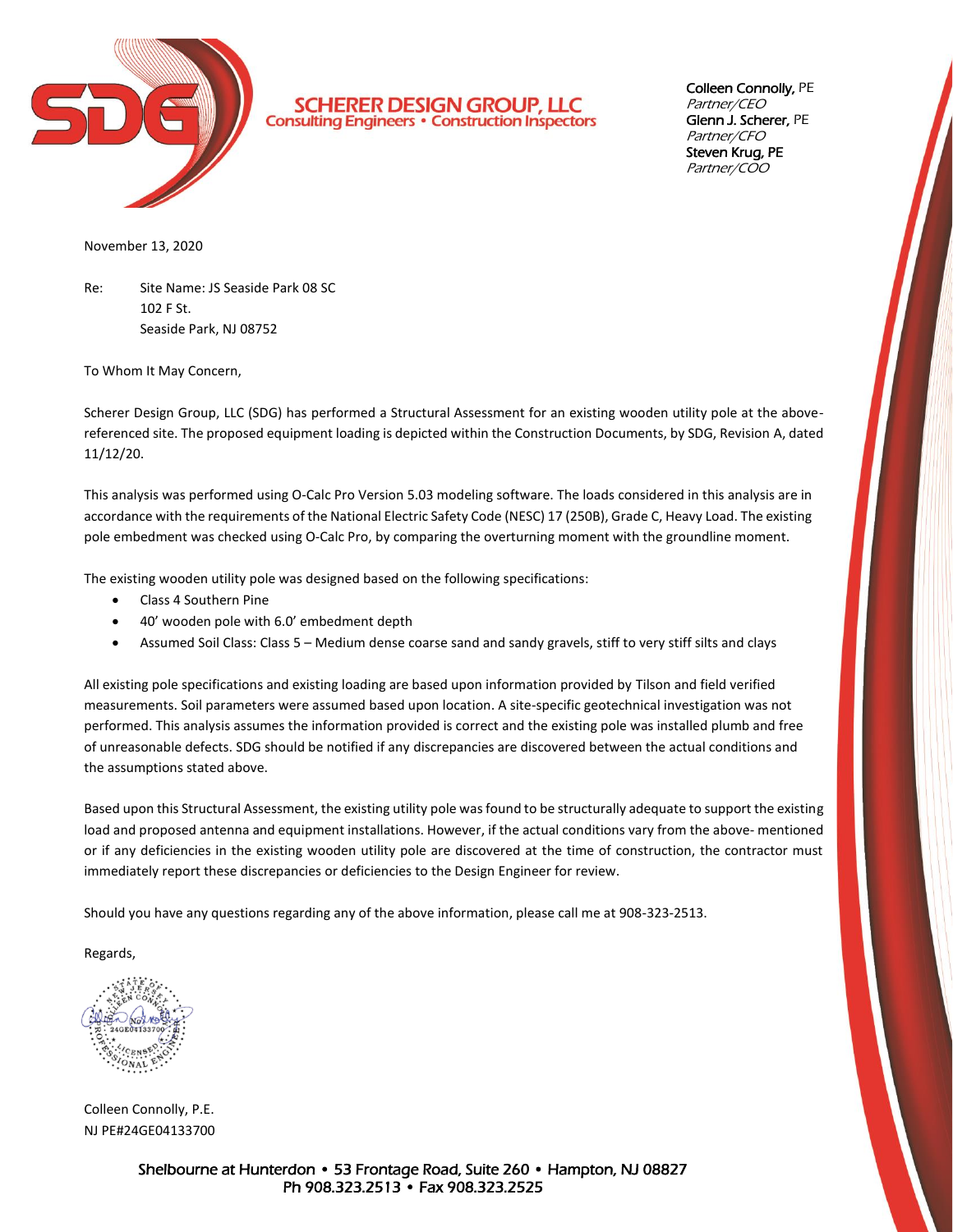**SCHERER DESIGN GROUP, LLC**
Consulting Engineers • Construction Inspectors

Colleen Connolly, PE
*Partner/CEO*
Glenn J. Scherer, PE
*Partner/CFO*
Steven Krug, PE
*Partner/COO*

November 13, 2020

Re: Site Name: JS Seaside Park 08 SC
102 F St.
Seaside Park, NJ 08752

To Whom It May Concern,

Scherer Design Group, LLC (SDG) has performed a Structural Assessment for an existing wooden utility pole at the above-referenced site. The proposed equipment loading is depicted within the Construction Documents, by SDG, Revision A, dated 11/12/20.

This analysis was performed using O-Calc Pro Version 5.03 modeling software. The loads considered in this analysis are in accordance with the requirements of the National Electric Safety Code (NESC) 17 (250B), Grade C, Heavy Load. The existing pole embedment was checked using O-Calc Pro, by comparing the overturning moment with the groundline moment.

The existing wooden utility pole was designed based on the following specifications:

- Class 4 Southern Pine
- 40' wooden pole with 6.0' embedment depth
- Assumed Soil Class: Class 5 – Medium dense coarse sand and sandy gravels, stiff to very stiff silts and clays

All existing pole specifications and existing loading are based upon information provided by Tilson and field verified measurements. Soil parameters were assumed based upon location. A site-specific geotechnical investigation was not performed. This analysis assumes the information provided is correct and the existing pole was installed plumb and free of unreasonable defects. SDG should be notified if any discrepancies are discovered between the actual conditions and the assumptions stated above.

Based upon this Structural Assessment, the existing utility pole was found to be structurally adequate to support the existing load and proposed antenna and equipment installations. However, if the actual conditions vary from the above- mentioned or if any deficiencies in the existing wooden utility pole are discovered at the time of construction, the contractor must immediately report these discrepancies or deficiencies to the Design Engineer for review.

Should you have any questions regarding any of the above information, please call me at 908-323-2513.

Regards,

Colleen Connolly, P.E.
NJ PE#24GE04133700

Shelbourne at Hunterdon • 53 Frontage Road, Suite 260 • Hampton, NJ 08827
Ph 908.323.2513 • Fax 908.323.2525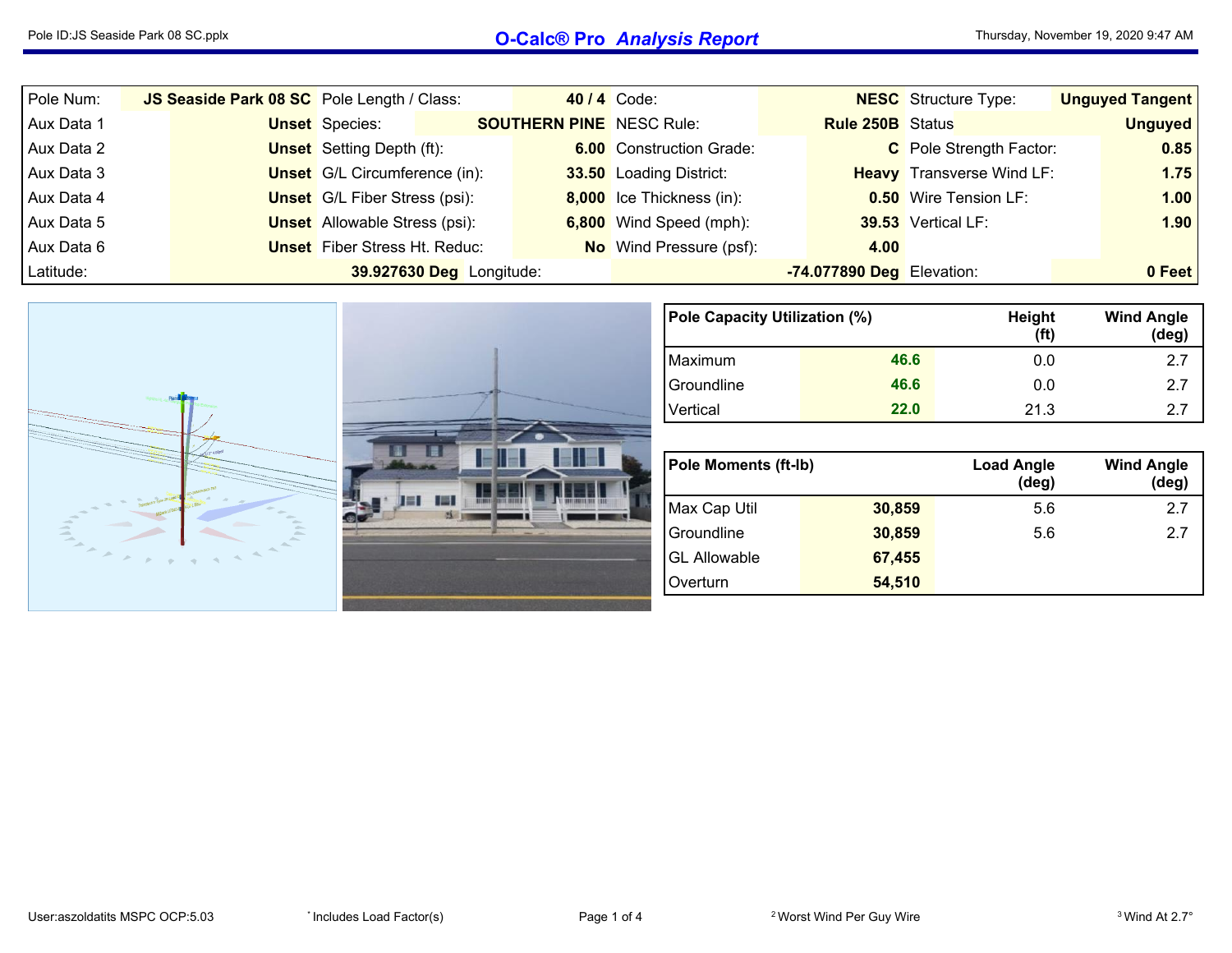# O-Calc® Pro *Analysis Report*

Pole ID:JS Seaside Park 08 SC.pplx

Thursday, November 19, 2020 9:47 AM

| | | | | | | | |
|---|---|---|---|---|---|---|---|
| Pole Num: | **JS Seaside Park 08 SC** | Pole Length / Class: | **40 / 4** | Code: | **NESC** | Structure Type: | **Unguyed Tangent** |
| Aux Data 1 | **Unset** | Species: | **SOUTHERN PINE** | NESC Rule: | **Rule 250B** | Status | **Unguyed** |
| Aux Data 2 | **Unset** | Setting Depth (ft): | **6.00** | Construction Grade: | **C** | Pole Strength Factor: | **0.85** |
| Aux Data 3 | **Unset** | G/L Circumference (in): | **33.50** | Loading District: | **Heavy** | Transverse Wind LF: | **1.75** |
| Aux Data 4 | **Unset** | G/L Fiber Stress (psi): | **8,000** | Ice Thickness (in): | **0.50** | Wire Tension LF: | **1.00** |
| Aux Data 5 | **Unset** | Allowable Stress (psi): | **6,800** | Wind Speed (mph): | **39.53** | Vertical LF: | **1.90** |
| Aux Data 6 | **Unset** | Fiber Stress Ht. Reduc: | **No** | Wind Pressure (psf): | **4.00** | | |
| Latitude: | **39.927630 Deg** | Longitude: | **-74.077890 Deg** | Elevation: | **0 Feet** | | |

| Pole Capacity Utilization (%) | | Height (ft) | Wind Angle (deg) |
|---|---|---|---|
| Maximum | 46.6 | 0.0 | 2.7 |
| Groundline | 46.6 | 0.0 | 2.7 |
| Vertical | 22.0 | 21.3 | 2.7 |

| Pole Moments (ft-lb) | | Load Angle (deg) | Wind Angle (deg) |
|---|---|---|---|
| Max Cap Util | 30,859 | 5.6 | 2.7 |
| Groundline | 30,859 | 5.6 | 2.7 |
| GL Allowable | 67,455 | | |
| Overturn | 54,510 | | |

User:aszoldatits MSPC OCP:5.03 — * Includes Load Factor(s) — [2] Worst Wind Per Guy Wire — [3] Wind At 2.7°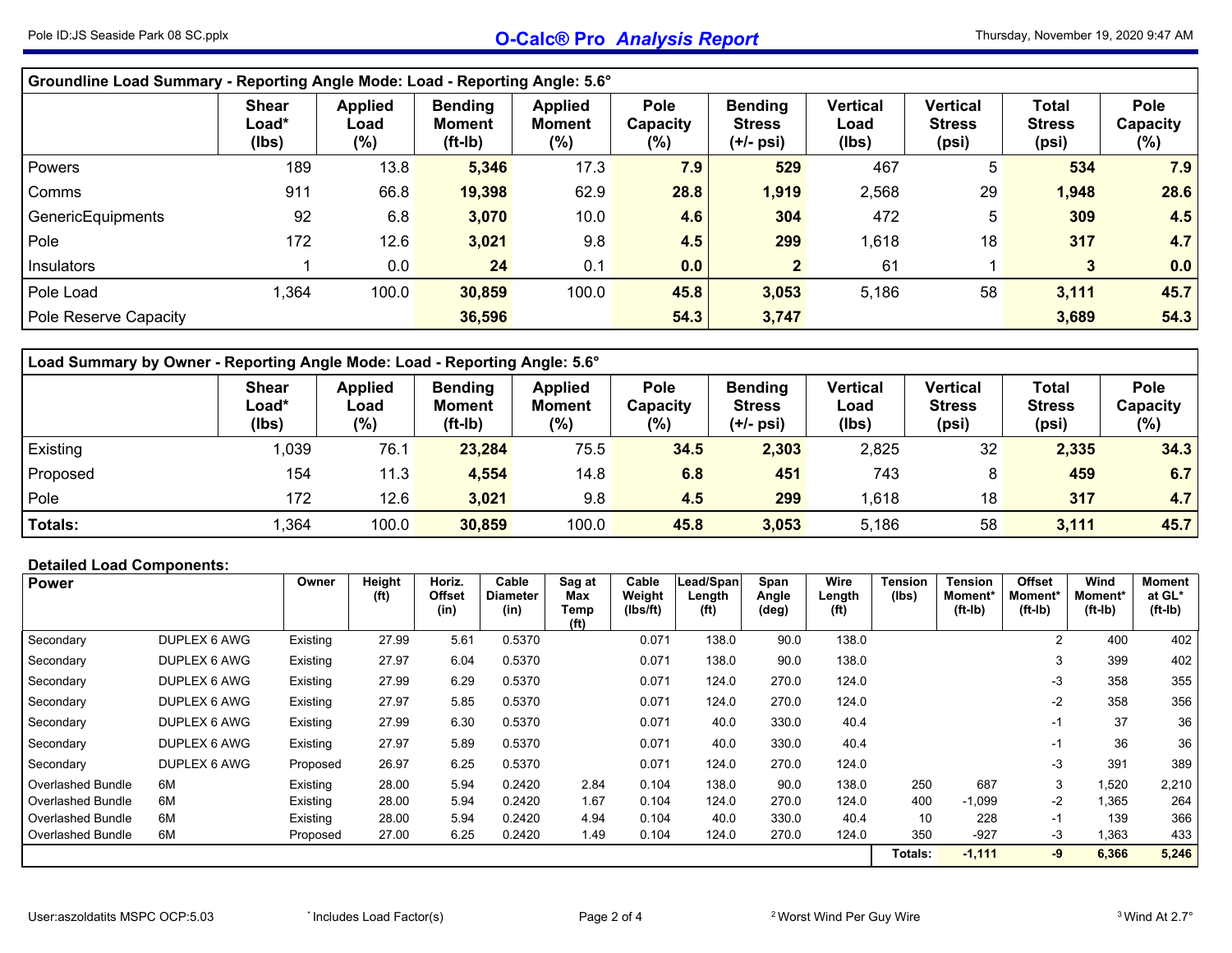| Groundline Load Summary - Reporting Angle Mode: Load - Reporting Angle: 5.6° | Shear Load* (lbs) | Applied Load (%) | Bending Moment (ft-lb) | Applied Moment (%) | Pole Capacity (%) | Bending Stress (+/- psi) | Vertical Load (lbs) | Vertical Stress (psi) | Total Stress (psi) | Pole Capacity (%) |
|---|---|---|---|---|---|---|---|---|---|---|
| Powers | 189 | 13.8 | **5,346** | 17.3 | **7.9** | **529** | 467 | 5 | **534** | **7.9** |
| Comms | 911 | 66.8 | **19,398** | 62.9 | **28.8** | **1,919** | 2,568 | 29 | **1,948** | **28.6** |
| GenericEquipments | 92 | 6.8 | **3,070** | 10.0 | **4.6** | **304** | 472 | 5 | **309** | **4.5** |
| Pole | 172 | 12.6 | **3,021** | 9.8 | **4.5** | **299** | 1,618 | 18 | **317** | **4.7** |
| Insulators | 1 | 0.0 | **24** | 0.1 | **0.0** | **2** | 61 | 1 | **3** | **0.0** |
| Pole Load | 1,364 | 100.0 | **30,859** | 100.0 | **45.8** | **3,053** | 5,186 | 58 | **3,111** | **45.7** |
| Pole Reserve Capacity | | | **36,596** | | **54.3** | **3,747** | | | **3,689** | **54.3** |

| Load Summary by Owner - Reporting Angle Mode: Load - Reporting Angle: 5.6° | Shear Load* (lbs) | Applied Load (%) | Bending Moment (ft-lb) | Applied Moment (%) | Pole Capacity (%) | Bending Stress (+/- psi) | Vertical Load (lbs) | Vertical Stress (psi) | Total Stress (psi) | Pole Capacity (%) |
|---|---|---|---|---|---|---|---|---|---|---|
| Existing | 1,039 | 76.1 | **23,284** | 75.5 | **34.5** | **2,303** | 2,825 | 32 | **2,335** | **34.3** |
| Proposed | 154 | 11.3 | **4,554** | 14.8 | **6.8** | **451** | 743 | 8 | **459** | **6.7** |
| Pole | 172 | 12.6 | **3,021** | 9.8 | **4.5** | **299** | 1,618 | 18 | **317** | **4.7** |
| **Totals:** | 1,364 | 100.0 | **30,859** | 100.0 | **45.8** | **3,053** | 5,186 | 58 | **3,111** | **45.7** |

**Detailed Load Components:**

| Power | | Owner | Height (ft) | Horiz. Offset (in) | Cable Diameter (in) | Sag at Max Temp (ft) | Cable Weight (lbs/ft) | Lead/Span Length (ft) | Span Angle (deg) | Wire Length (ft) | Tension (lbs) | Tension Moment* (ft-lb) | Offset Moment* (ft-lb) | Wind Moment* (ft-lb) | Moment at GL* (ft-lb) |
|---|---|---|---|---|---|---|---|---|---|---|---|---|---|---|---|
| Secondary | DUPLEX 6 AWG | Existing | 27.99 | 5.61 | 0.5370 | | 0.071 | 138.0 | 90.0 | 138.0 | | | 2 | 400 | 402 |
| Secondary | DUPLEX 6 AWG | Existing | 27.97 | 6.04 | 0.5370 | | 0.071 | 138.0 | 90.0 | 138.0 | | | 3 | 399 | 402 |
| Secondary | DUPLEX 6 AWG | Existing | 27.99 | 6.29 | 0.5370 | | 0.071 | 124.0 | 270.0 | 124.0 | | | -3 | 358 | 355 |
| Secondary | DUPLEX 6 AWG | Existing | 27.97 | 5.85 | 0.5370 | | 0.071 | 124.0 | 270.0 | 124.0 | | | -2 | 358 | 356 |
| Secondary | DUPLEX 6 AWG | Existing | 27.99 | 6.30 | 0.5370 | | 0.071 | 40.0 | 330.0 | 40.4 | | | -1 | 37 | 36 |
| Secondary | DUPLEX 6 AWG | Existing | 27.97 | 5.89 | 0.5370 | | 0.071 | 40.0 | 330.0 | 40.4 | | | -1 | 36 | 36 |
| Secondary | DUPLEX 6 AWG | Proposed | 26.97 | 6.25 | 0.5370 | | 0.071 | 124.0 | 270.0 | 124.0 | | | -3 | 391 | 389 |
| Overlashed Bundle | 6M | Existing | 28.00 | 5.94 | 0.2420 | 2.84 | 0.104 | 138.0 | 90.0 | 138.0 | 250 | 687 | 3 | 1,520 | 2,210 |
| Overlashed Bundle | 6M | Existing | 28.00 | 5.94 | 0.2420 | 1.67 | 0.104 | 124.0 | 270.0 | 124.0 | 400 | -1,099 | -2 | 1,365 | 264 |
| Overlashed Bundle | 6M | Existing | 28.00 | 5.94 | 0.2420 | 4.94 | 0.104 | 40.0 | 330.0 | 40.4 | 10 | 228 | -1 | 139 | 366 |
| Overlashed Bundle | 6M | Proposed | 27.00 | 6.25 | 0.2420 | 1.49 | 0.104 | 124.0 | 270.0 | 124.0 | 350 | -927 | -3 | 1,363 | 433 |
| | | | | | | | | | | | **Totals:** | **-1,111** | **-9** | **6,366** | **5,246** |

* Includes Load Factor(s)

[2] Worst Wind Per Guy Wire

[3] Wind At 2.7°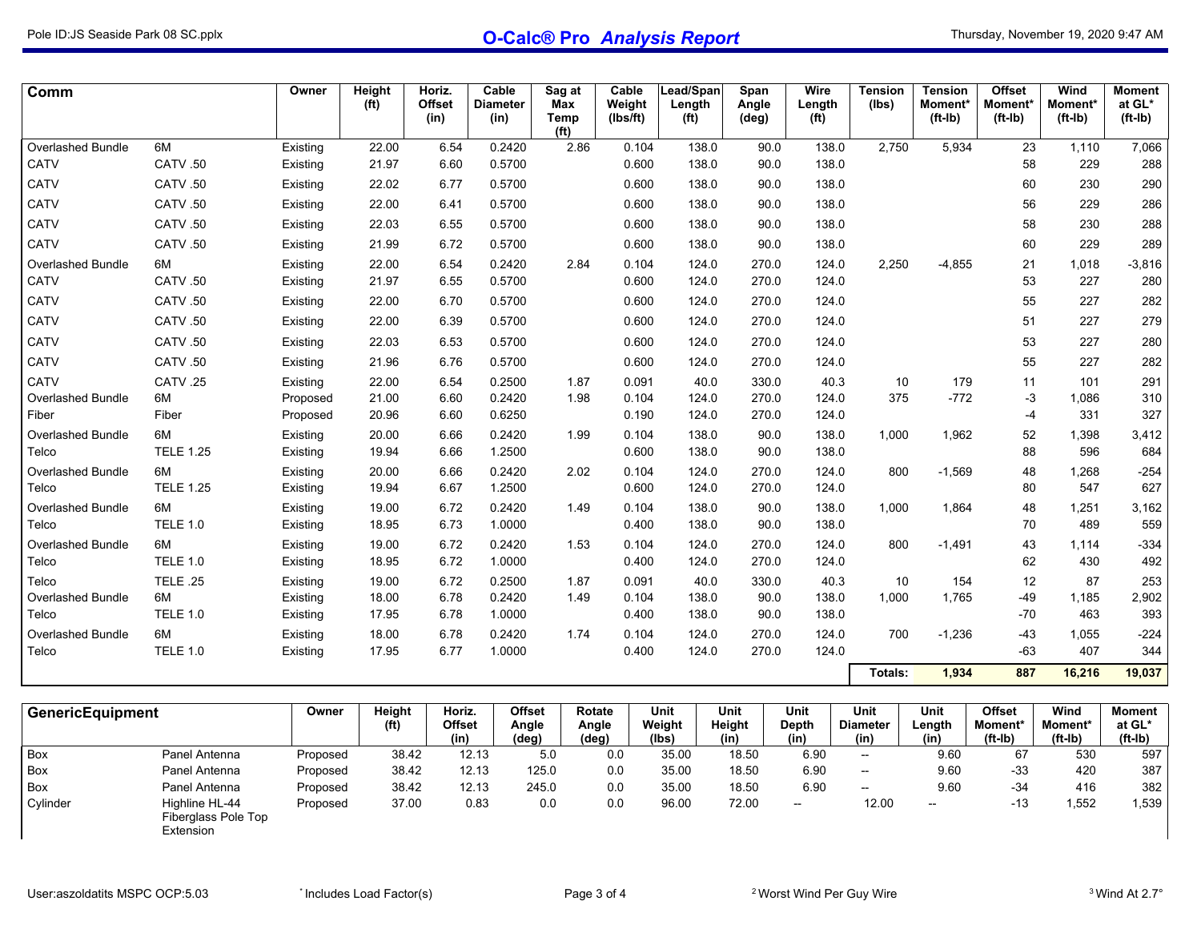| Comm | | Owner | Height (ft) | Horiz. Offset (in) | Cable Diameter (in) | Sag at Max Temp (ft) | Cable Weight (lbs/ft) | Lead/Span Length (ft) | Span Angle (deg) | Wire Length (ft) | Tension (lbs) | Tension Moment* (ft-lb) | Offset Moment* (ft-lb) | Wind Moment* (ft-lb) | Moment at GL* (ft-lb) |
|---|---|---|---|---|---|---|---|---|---|---|---|---|---|---|---|
| Overlashed Bundle | 6M | Existing | 22.00 | 6.54 | 0.2420 | 2.86 | 0.104 | 138.0 | 90.0 | 138.0 | 2,750 | 5,934 | 23 | 1,110 | 7,066 |
| CATV | CATV .50 | Existing | 21.97 | 6.60 | 0.5700 | | 0.600 | 138.0 | 90.0 | 138.0 | | | 58 | 229 | 288 |
| CATV | CATV .50 | Existing | 22.02 | 6.77 | 0.5700 | | 0.600 | 138.0 | 90.0 | 138.0 | | | 60 | 230 | 290 |
| CATV | CATV .50 | Existing | 22.00 | 6.41 | 0.5700 | | 0.600 | 138.0 | 90.0 | 138.0 | | | 56 | 229 | 286 |
| CATV | CATV .50 | Existing | 22.03 | 6.55 | 0.5700 | | 0.600 | 138.0 | 90.0 | 138.0 | | | 58 | 230 | 288 |
| CATV | CATV .50 | Existing | 21.99 | 6.72 | 0.5700 | | 0.600 | 138.0 | 90.0 | 138.0 | | | 60 | 229 | 289 |
| Overlashed Bundle | 6M | Existing | 22.00 | 6.54 | 0.2420 | 2.84 | 0.104 | 124.0 | 270.0 | 124.0 | 2,250 | -4,855 | 21 | 1,018 | -3,816 |
| CATV | CATV .50 | Existing | 21.97 | 6.55 | 0.5700 | | 0.600 | 124.0 | 270.0 | 124.0 | | | 53 | 227 | 280 |
| CATV | CATV .50 | Existing | 22.00 | 6.70 | 0.5700 | | 0.600 | 124.0 | 270.0 | 124.0 | | | 55 | 227 | 282 |
| CATV | CATV .50 | Existing | 22.00 | 6.39 | 0.5700 | | 0.600 | 124.0 | 270.0 | 124.0 | | | 51 | 227 | 279 |
| CATV | CATV .50 | Existing | 22.03 | 6.53 | 0.5700 | | 0.600 | 124.0 | 270.0 | 124.0 | | | 53 | 227 | 280 |
| CATV | CATV .50 | Existing | 21.96 | 6.76 | 0.5700 | | 0.600 | 124.0 | 270.0 | 124.0 | | | 55 | 227 | 282 |
| CATV | CATV .25 | Existing | 22.00 | 6.54 | 0.2500 | 1.87 | 0.091 | 40.0 | 330.0 | 40.3 | 10 | 179 | 11 | 101 | 291 |
| Overlashed Bundle | 6M | Proposed | 21.00 | 6.60 | 0.2420 | 1.98 | 0.104 | 124.0 | 270.0 | 124.0 | 375 | -772 | -3 | 1,086 | 310 |
| Fiber | Fiber | Proposed | 20.96 | 6.60 | 0.6250 | | 0.190 | 124.0 | 270.0 | 124.0 | | | -4 | 331 | 327 |
| Overlashed Bundle | 6M | Existing | 20.00 | 6.66 | 0.2420 | 1.99 | 0.104 | 138.0 | 90.0 | 138.0 | 1,000 | 1,962 | 52 | 1,398 | 3,412 |
| Telco | TELE 1.25 | Existing | 19.94 | 6.66 | 1.2500 | | 0.600 | 138.0 | 90.0 | 138.0 | | | 88 | 596 | 684 |
| Overlashed Bundle | 6M | Existing | 20.00 | 6.66 | 0.2420 | 2.02 | 0.104 | 124.0 | 270.0 | 124.0 | 800 | -1,569 | 48 | 1,268 | -254 |
| Telco | TELE 1.25 | Existing | 19.94 | 6.67 | 1.2500 | | 0.600 | 124.0 | 270.0 | 124.0 | | | 80 | 547 | 627 |
| Overlashed Bundle | 6M | Existing | 19.00 | 6.72 | 0.2420 | 1.49 | 0.104 | 138.0 | 90.0 | 138.0 | 1,000 | 1,864 | 48 | 1,251 | 3,162 |
| Telco | TELE 1.0 | Existing | 18.95 | 6.73 | 1.0000 | | 0.400 | 138.0 | 90.0 | 138.0 | | | 70 | 489 | 559 |
| Overlashed Bundle | 6M | Existing | 19.00 | 6.72 | 0.2420 | 1.53 | 0.104 | 124.0 | 270.0 | 124.0 | 800 | -1,491 | 43 | 1,114 | -334 |
| Telco | TELE 1.0 | Existing | 18.95 | 6.72 | 1.0000 | | 0.400 | 124.0 | 270.0 | 124.0 | | | 62 | 430 | 492 |
| Telco | TELE .25 | Existing | 19.00 | 6.72 | 0.2500 | 1.87 | 0.091 | 40.0 | 330.0 | 40.3 | 10 | 154 | 12 | 87 | 253 |
| Overlashed Bundle | 6M | Existing | 18.00 | 6.78 | 0.2420 | 1.49 | 0.104 | 138.0 | 90.0 | 138.0 | 1,000 | 1,765 | -49 | 1,185 | 2,902 |
| Telco | TELE 1.0 | Existing | 17.95 | 6.78 | 1.0000 | | 0.400 | 138.0 | 90.0 | 138.0 | | | -70 | 463 | 393 |
| Overlashed Bundle | 6M | Existing | 18.00 | 6.78 | 0.2420 | 1.74 | 0.104 | 124.0 | 270.0 | 124.0 | 700 | -1,236 | -43 | 1,055 | -224 |
| Telco | TELE 1.0 | Existing | 17.95 | 6.77 | 1.0000 | | 0.400 | 124.0 | 270.0 | 124.0 | | | -63 | 407 | 344 |
| | | | | | | | | | | | **Totals:** | **1,934** | **887** | **16,216** | **19,037** |

| GenericEquipment | | Owner | Height (ft) | Horiz. Offset (in) | Offset Angle (deg) | Rotate Angle (deg) | Unit Weight (lbs) | Unit Height (in) | Unit Depth (in) | Unit Diameter (in) | Unit Length (in) | Offset Moment* (ft-lb) | Wind Moment* (ft-lb) | Moment at GL* (ft-lb) |
|---|---|---|---|---|---|---|---|---|---|---|---|---|---|---|
| Box | Panel Antenna | Proposed | 38.42 | 12.13 | 5.0 | 0.0 | 35.00 | 18.50 | 6.90 | -- | 9.60 | 67 | 530 | 597 |
| Box | Panel Antenna | Proposed | 38.42 | 12.13 | 125.0 | 0.0 | 35.00 | 18.50 | 6.90 | -- | 9.60 | -33 | 420 | 387 |
| Box | Panel Antenna | Proposed | 38.42 | 12.13 | 245.0 | 0.0 | 35.00 | 18.50 | 6.90 | -- | 9.60 | -34 | 416 | 382 |
| Cylinder | Highline HL-44 Fiberglass Pole Top Extension | Proposed | 37.00 | 0.83 | 0.0 | 0.0 | 96.00 | 72.00 | -- | 12.00 | -- | -13 | 1,552 | 1,539 |

* Includes Load Factor(s)

[2] Worst Wind Per Guy Wire

[3] Wind At 2.7°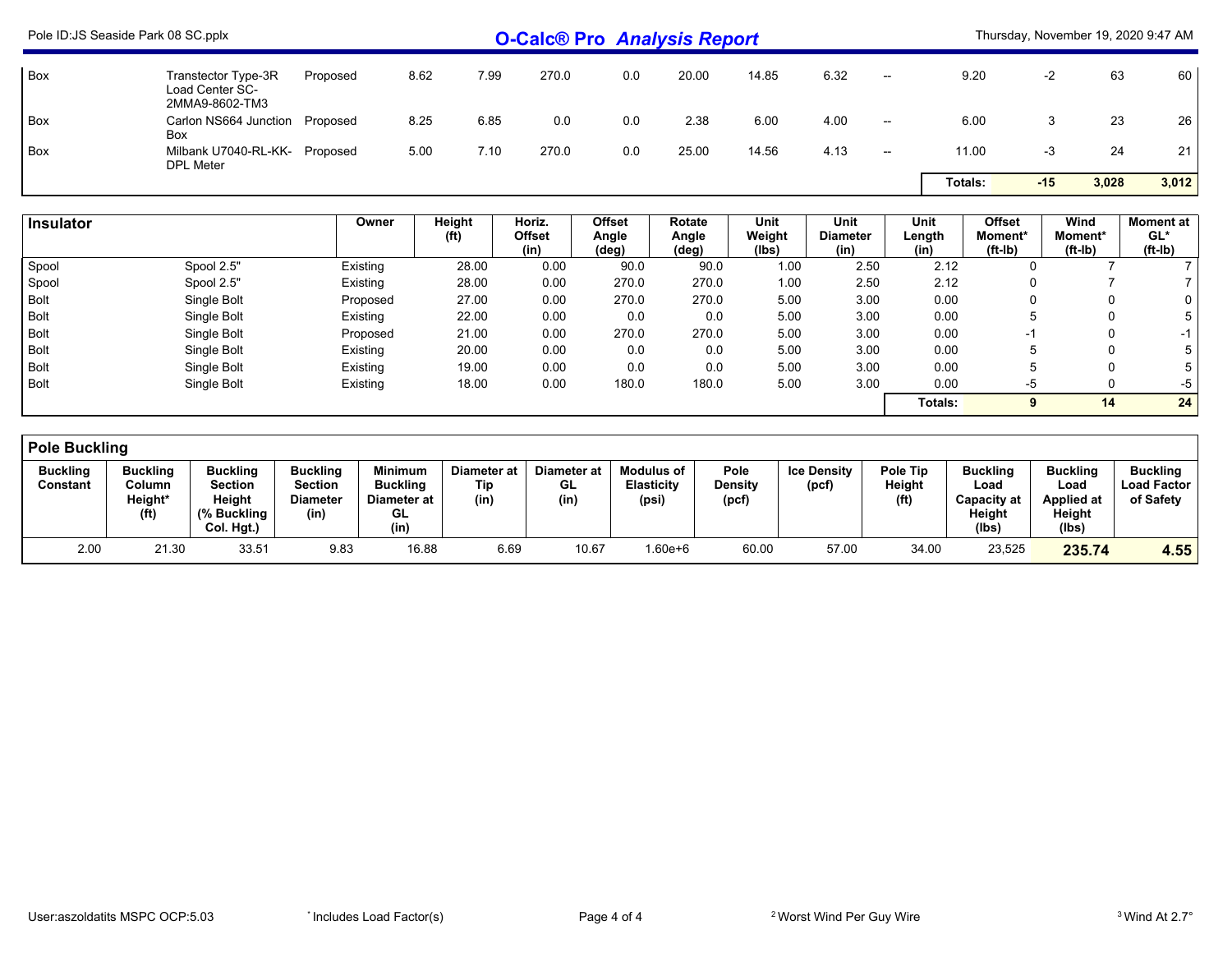| | | | | | | | | | | | | | |
|---|---|---|---|---|---|---|---|---|---|---|---|---|---|
| Box | Transtector Type-3R Load Center SC-2MMA9-8602-TM3 | Proposed | 8.62 | 7.99 | 270.0 | 0.0 | 20.00 | 14.85 | 6.32 | -- | 9.20 | -2 | 63 | 60 |
| Box | Carlon NS664 Junction Box | Proposed | 8.25 | 6.85 | 0.0 | 0.0 | 2.38 | 6.00 | 4.00 | -- | 6.00 | 3 | 23 | 26 |
| Box | Milbank U7040-RL-KK-DPL Meter | Proposed | 5.00 | 7.10 | 270.0 | 0.0 | 25.00 | 14.56 | 4.13 | -- | 11.00 | -3 | 24 | 21 |
| | | | | | | | | | | | **Totals:** | **-15** | **3,028** | **3,012** |

## Insulator

| Insulator | | Owner | Height (ft) | Horiz. Offset (in) | Offset Angle (deg) | Rotate Angle (deg) | Unit Weight (lbs) | Unit Diameter (in) | Unit Length (in) | Offset Moment* (ft-lb) | Wind Moment* (ft-lb) | Moment at GL* (ft-lb) |
|---|---|---|---|---|---|---|---|---|---|---|---|---|
| Spool | Spool 2.5" | Existing | 28.00 | 0.00 | 90.0 | 90.0 | 1.00 | 2.50 | 2.12 | 0 | 7 | 7 |
| Spool | Spool 2.5" | Existing | 28.00 | 0.00 | 270.0 | 270.0 | 1.00 | 2.50 | 2.12 | 0 | 7 | 7 |
| Bolt | Single Bolt | Proposed | 27.00 | 0.00 | 270.0 | 270.0 | 5.00 | 3.00 | 0.00 | 0 | 0 | 0 |
| Bolt | Single Bolt | Existing | 22.00 | 0.00 | 0.0 | 0.0 | 5.00 | 3.00 | 0.00 | 5 | 0 | 5 |
| Bolt | Single Bolt | Proposed | 21.00 | 0.00 | 270.0 | 270.0 | 5.00 | 3.00 | 0.00 | -1 | 0 | -1 |
| Bolt | Single Bolt | Existing | 20.00 | 0.00 | 0.0 | 0.0 | 5.00 | 3.00 | 0.00 | 5 | 0 | 5 |
| Bolt | Single Bolt | Existing | 19.00 | 0.00 | 0.0 | 0.0 | 5.00 | 3.00 | 0.00 | 5 | 0 | 5 |
| Bolt | Single Bolt | Existing | 18.00 | 0.00 | 180.0 | 180.0 | 5.00 | 3.00 | 0.00 | -5 | 0 | -5 |
| | | | | | | | | | **Totals:** | **9** | **14** | **24** |

## Pole Buckling

| Buckling Constant | Buckling Column Height* (ft) | Buckling Section Height (% Buckling Col. Hgt.) | Buckling Section Diameter (in) | Minimum Buckling Diameter at GL (in) | Diameter at Tip (in) | Diameter at GL (in) | Modulus of Elasticity (psi) | Pole Density (pcf) | Ice Density (pcf) | Pole Tip Height (ft) | Buckling Load Capacity at Height (lbs) | Buckling Load Applied at Height (lbs) | Buckling Load Factor of Safety |
|---|---|---|---|---|---|---|---|---|---|---|---|---|---|
| 2.00 | 21.30 | 33.51 | 9.83 | 16.88 | 6.69 | 10.67 | 1.60e+6 | 60.00 | 57.00 | 34.00 | 23,525 | **235.74** | **4.55** |

* Includes Load Factor(s)

[2] Worst Wind Per Guy Wire

[3] Wind At 2.7°